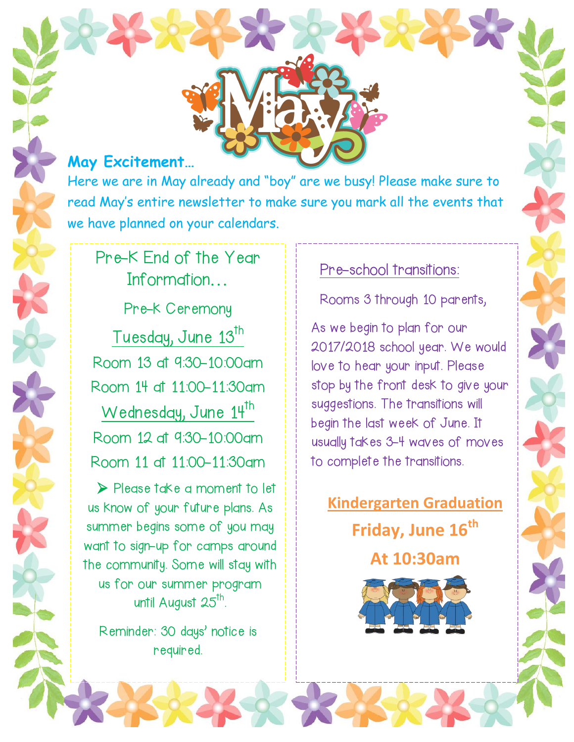# May

**May Excitement…**

Here we are in May already and “boy” are we busy! Please make sure to read May’s entire newsletter to make sure you mark all the events that we have planned on your calendars.

## Pre-K End of the Year Information…

Pre-K Ceremony

Tuesday, June 13th

Room 13 at 9:30-10:00am

Room 14 at 11:00-11:30am

Wednesday, June 14th

Room 12 at 9:30-10:00am

Room 11 at 11:00-11:30am

- Please take a moment to let us know of your future plans. As summer begins some of you may want to sign-up for camps around the community. Some will stay with us for our summer program until August 25th.

Reminder: 30 days’ notice is required.

## Pre-school transitions:

Rooms 3 through 10 parents,

As we begin to plan for our 2017/2018 school year. We would love to hear your input. Please stop by the front desk to give your suggestions. The transitions will begin the last week of June. It usually takes 3-4 waves of moves to complete the transitions.

## Kindergarten Graduation

**Friday, June 16th**

**At 10:30am**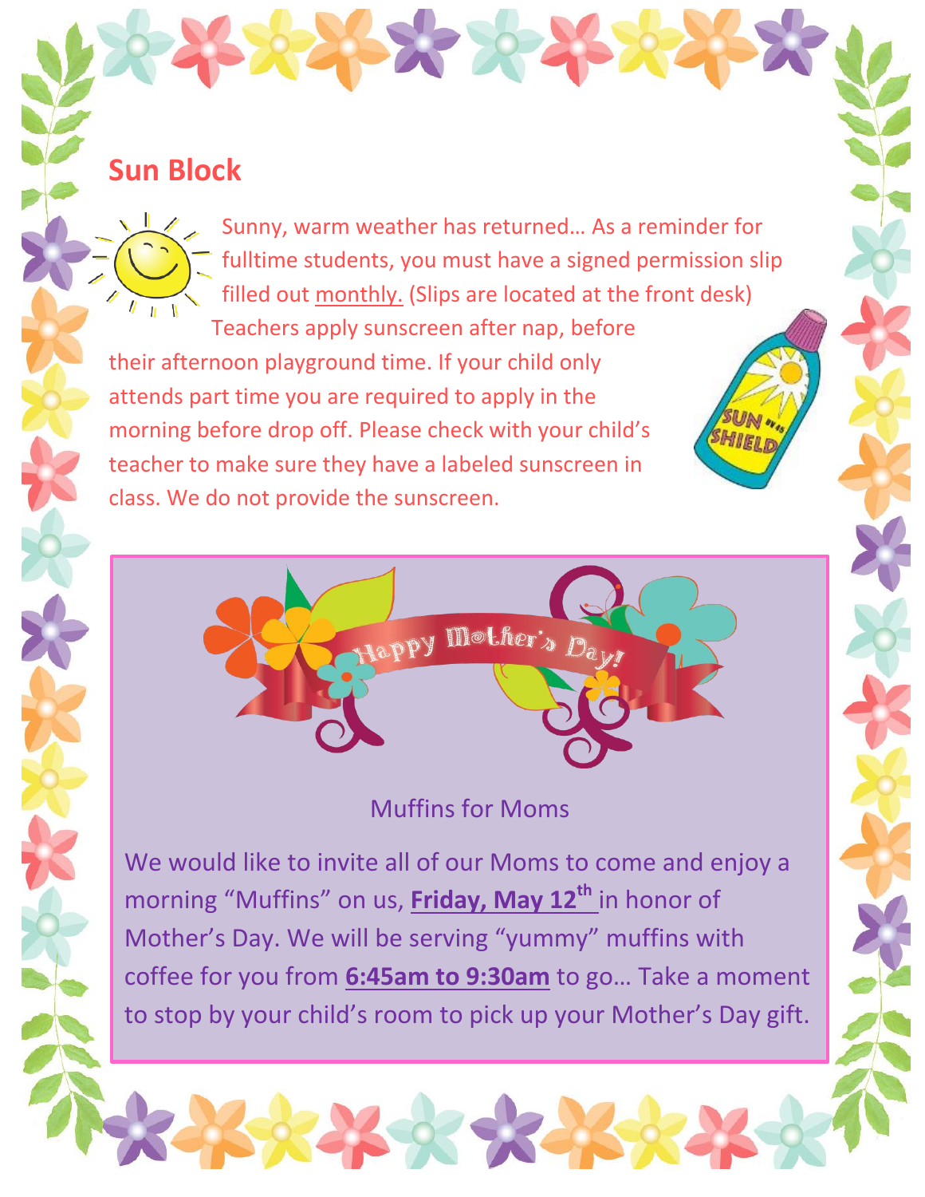## Sun Block

Sunny, warm weather has returned… As a reminder for fulltime students, you must have a signed permission slip filled out monthly. (Slips are located at the front desk) Teachers apply sunscreen after nap, before their afternoon playground time. If your child only attends part time you are required to apply in the morning before drop off. Please check with your child's teacher to make sure they have a labeled sunscreen in class. We do not provide the sunscreen.

Happy Mother's Day!

### Muffins for Moms

We would like to invite all of our Moms to come and enjoy a morning "Muffins" on us, **Friday, May 12th** in honor of Mother's Day. We will be serving "yummy" muffins with coffee for you from **6:45am to 9:30am** to go… Take a moment to stop by your child's room to pick up your Mother's Day gift.